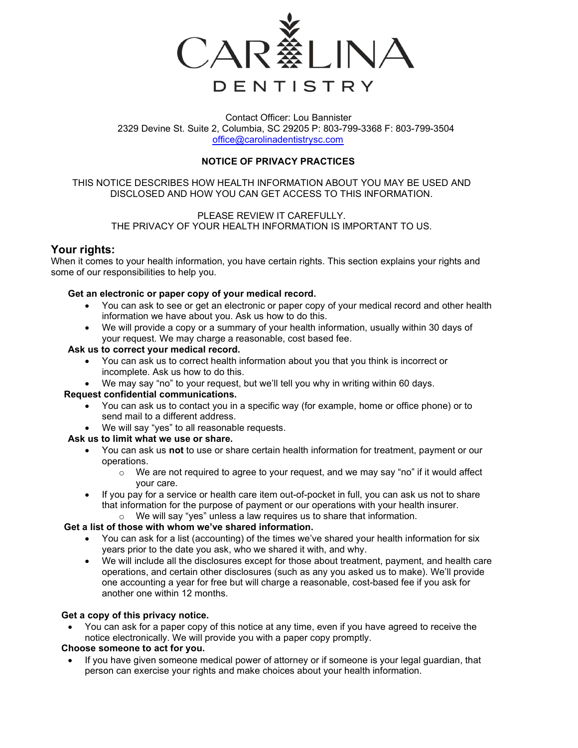# CAROLINA DENTISTRY

Contact Officer: Lou Bannister
2329 Devine St. Suite 2, Columbia, SC 29205 P: 803-799-3368 F: 803-799-3504
office@carolinadentistrysc.com

**NOTICE OF PRIVACY PRACTICES**

THIS NOTICE DESCRIBES HOW HEALTH INFORMATION ABOUT YOU MAY BE USED AND DISCLOSED AND HOW YOU CAN GET ACCESS TO THIS INFORMATION.

PLEASE REVIEW IT CAREFULLY.
THE PRIVACY OF YOUR HEALTH INFORMATION IS IMPORTANT TO US.

## Your rights:

When it comes to your health information, you have certain rights. This section explains your rights and some of our responsibilities to help you.

**Get an electronic or paper copy of your medical record.**

- You can ask to see or get an electronic or paper copy of your medical record and other health information we have about you. Ask us how to do this.
- We will provide a copy or a summary of your health information, usually within 30 days of your request. We may charge a reasonable, cost based fee.

**Ask us to correct your medical record.**

- You can ask us to correct health information about you that you think is incorrect or incomplete. Ask us how to do this.
- We may say "no" to your request, but we'll tell you why in writing within 60 days.

**Request confidential communications.**

- You can ask us to contact you in a specific way (for example, home or office phone) or to send mail to a different address.
- We will say "yes" to all reasonable requests.

**Ask us to limit what we use or share.**

- You can ask us **not** to use or share certain health information for treatment, payment or our operations.
  - We are not required to agree to your request, and we may say "no" if it would affect your care.
- If you pay for a service or health care item out-of-pocket in full, you can ask us not to share that information for the purpose of payment or our operations with your health insurer.
  - We will say "yes" unless a law requires us to share that information.

**Get a list of those with whom we've shared information.**

- You can ask for a list (accounting) of the times we've shared your health information for six years prior to the date you ask, who we shared it with, and why.
- We will include all the disclosures except for those about treatment, payment, and health care operations, and certain other disclosures (such as any you asked us to make). We'll provide one accounting a year for free but will charge a reasonable, cost-based fee if you ask for another one within 12 months.

**Get a copy of this privacy notice.**

- You can ask for a paper copy of this notice at any time, even if you have agreed to receive the notice electronically. We will provide you with a paper copy promptly.

**Choose someone to act for you.**

- If you have given someone medical power of attorney or if someone is your legal guardian, that person can exercise your rights and make choices about your health information.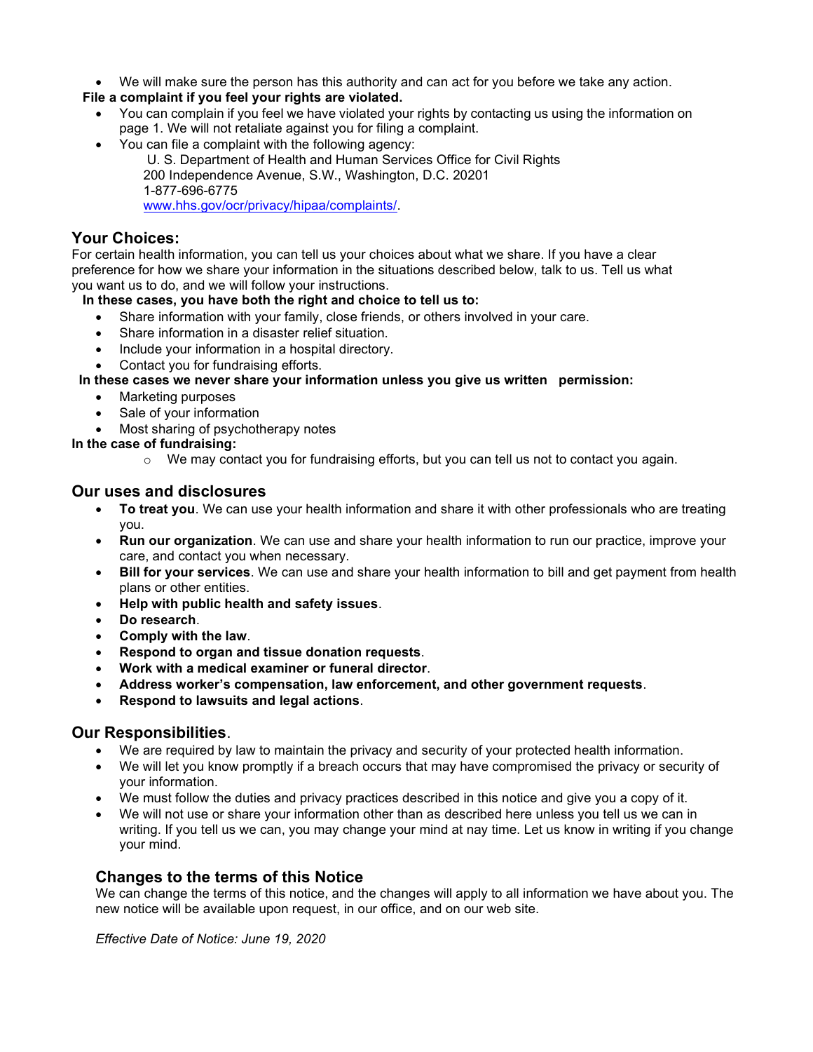- We will make sure the person has this authority and can act for you before we take any action.

**File a complaint if you feel your rights are violated.**

- You can complain if you feel we have violated your rights by contacting us using the information on page 1. We will not retaliate against you for filing a complaint.
- You can file a complaint with the following agency:
  U. S. Department of Health and Human Services Office for Civil Rights
  200 Independence Avenue, S.W., Washington, D.C. 20201
  1-877-696-6775
  www.hhs.gov/ocr/privacy/hipaa/complaints/.

## Your Choices:

For certain health information, you can tell us your choices about what we share. If you have a clear preference for how we share your information in the situations described below, talk to us. Tell us what you want us to do, and we will follow your instructions.

**In these cases, you have both the right and choice to tell us to:**

- Share information with your family, close friends, or others involved in your care.
- Share information in a disaster relief situation.
- Include your information in a hospital directory.
- Contact you for fundraising efforts.

**In these cases we never share your information unless you give us written permission:**

- Marketing purposes
- Sale of your information
- Most sharing of psychotherapy notes

**In the case of fundraising:**

- We may contact you for fundraising efforts, but you can tell us not to contact you again.

## Our uses and disclosures

- **To treat you**. We can use your health information and share it with other professionals who are treating you.
- **Run our organization**. We can use and share your health information to run our practice, improve your care, and contact you when necessary.
- **Bill for your services**. We can use and share your health information to bill and get payment from health plans or other entities.
- **Help with public health and safety issues**.
- **Do research**.
- **Comply with the law**.
- **Respond to organ and tissue donation requests**.
- **Work with a medical examiner or funeral director**.
- **Address worker's compensation, law enforcement, and other government requests**.
- **Respond to lawsuits and legal actions**.

## Our Responsibilities.

- We are required by law to maintain the privacy and security of your protected health information.
- We will let you know promptly if a breach occurs that may have compromised the privacy or security of your information.
- We must follow the duties and privacy practices described in this notice and give you a copy of it.
- We will not use or share your information other than as described here unless you tell us we can in writing. If you tell us we can, you may change your mind at nay time. Let us know in writing if you change your mind.

## Changes to the terms of this Notice

We can change the terms of this notice, and the changes will apply to all information we have about you. The new notice will be available upon request, in our office, and on our web site.

*Effective Date of Notice: June 19, 2020*